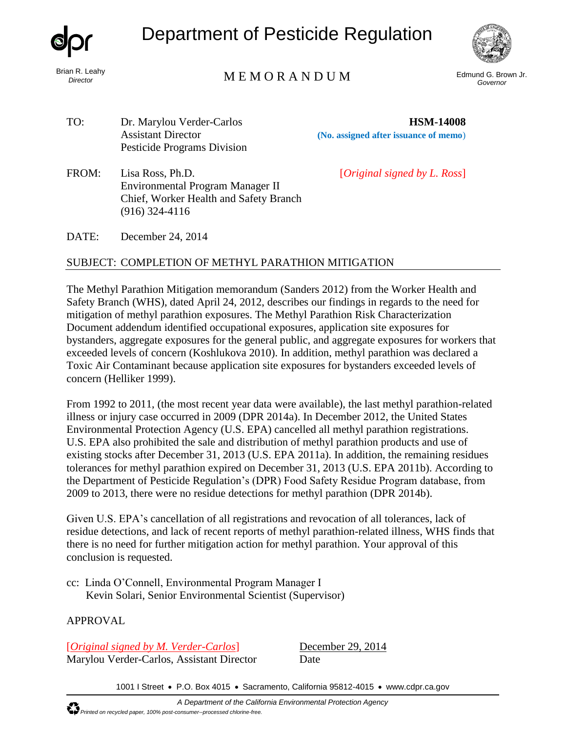Brian R. Leahy
*Director*

# Department of Pesticide Regulation

## MEMORANDUM

Edmund G. Brown Jr.
*Governor*

TO: Dr. Marylou Verder-Carlos
Assistant Director
Pesticide Programs Division

**HSM-14008**
**(No. assigned after issuance of memo)**

FROM: Lisa Ross, Ph.D.
Environmental Program Manager II
Chief, Worker Health and Safety Branch
(916) 324-4116

[*Original signed by L. Ross*]

DATE: December 24, 2014

SUBJECT: COMPLETION OF METHYL PARATHION MITIGATION

The Methyl Parathion Mitigation memorandum (Sanders 2012) from the Worker Health and Safety Branch (WHS), dated April 24, 2012, describes our findings in regards to the need for mitigation of methyl parathion exposures. The Methyl Parathion Risk Characterization Document addendum identified occupational exposures, application site exposures for bystanders, aggregate exposures for the general public, and aggregate exposures for workers that exceeded levels of concern (Koshlukova 2010). In addition, methyl parathion was declared a Toxic Air Contaminant because application site exposures for bystanders exceeded levels of concern (Helliker 1999).

From 1992 to 2011, (the most recent year data were available), the last methyl parathion-related illness or injury case occurred in 2009 (DPR 2014a). In December 2012, the United States Environmental Protection Agency (U.S. EPA) cancelled all methyl parathion registrations. U.S. EPA also prohibited the sale and distribution of methyl parathion products and use of existing stocks after December 31, 2013 (U.S. EPA 2011a). In addition, the remaining residues tolerances for methyl parathion expired on December 31, 2013 (U.S. EPA 2011b). According to the Department of Pesticide Regulation's (DPR) Food Safety Residue Program database, from 2009 to 2013, there were no residue detections for methyl parathion (DPR 2014b).

Given U.S. EPA's cancellation of all registrations and revocation of all tolerances, lack of residue detections, and lack of recent reports of methyl parathion-related illness, WHS finds that there is no need for further mitigation action for methyl parathion. Your approval of this conclusion is requested.

cc: Linda O'Connell, Environmental Program Manager I
Kevin Solari, Senior Environmental Scientist (Supervisor)

APPROVAL

[*Original signed by M. Verder-Carlos*] December 29, 2014
Marylou Verder-Carlos, Assistant Director Date

1001 I Street • P.O. Box 4015 • Sacramento, California 95812-4015 • www.cdpr.ca.gov

*A Department of the California Environmental Protection Agency*

*Printed on recycled paper, 100% post-consumer--processed chlorine-free.*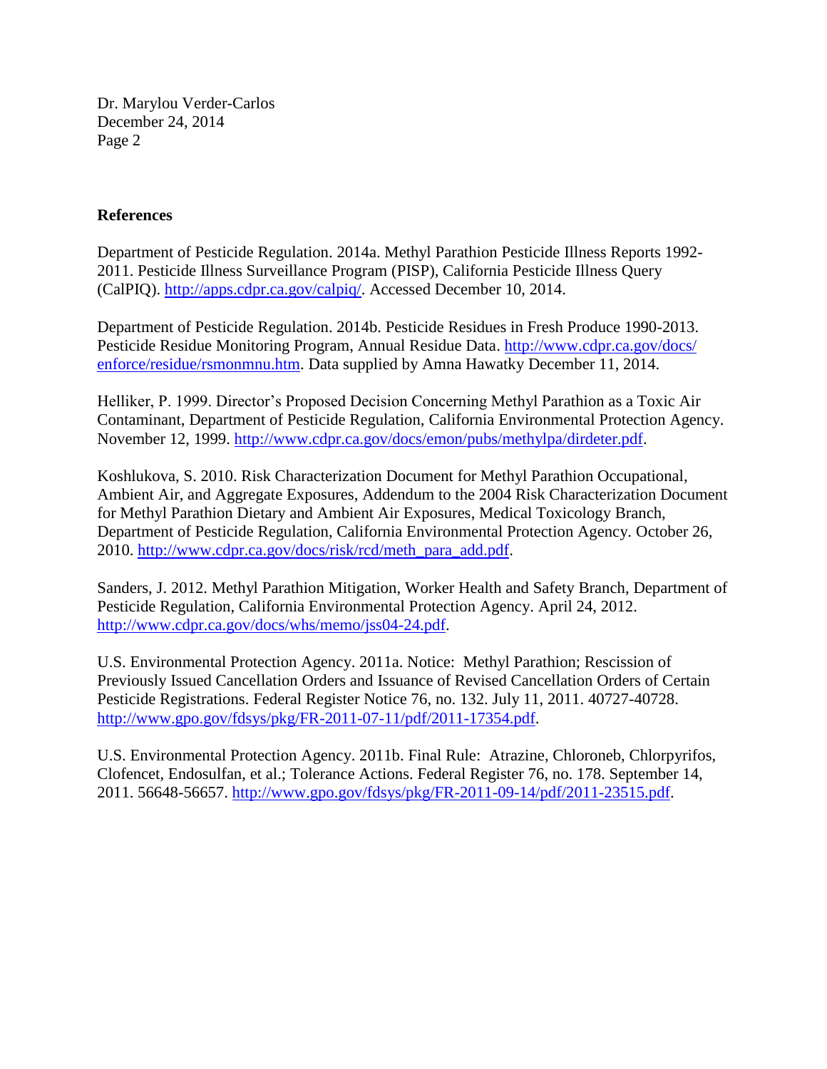**References**

Department of Pesticide Regulation. 2014a. Methyl Parathion Pesticide Illness Reports 1992-2011. Pesticide Illness Surveillance Program (PISP), California Pesticide Illness Query (CalPIQ). http://apps.cdpr.ca.gov/calpiq/. Accessed December 10, 2014.

Department of Pesticide Regulation. 2014b. Pesticide Residues in Fresh Produce 1990-2013. Pesticide Residue Monitoring Program, Annual Residue Data. http://www.cdpr.ca.gov/docs/enforce/residue/rsmonmnu.htm. Data supplied by Amna Hawatky December 11, 2014.

Helliker, P. 1999. Director's Proposed Decision Concerning Methyl Parathion as a Toxic Air Contaminant, Department of Pesticide Regulation, California Environmental Protection Agency. November 12, 1999. http://www.cdpr.ca.gov/docs/emon/pubs/methylpa/dirdeter.pdf.

Koshlukova, S. 2010. Risk Characterization Document for Methyl Parathion Occupational, Ambient Air, and Aggregate Exposures, Addendum to the 2004 Risk Characterization Document for Methyl Parathion Dietary and Ambient Air Exposures, Medical Toxicology Branch, Department of Pesticide Regulation, California Environmental Protection Agency. October 26, 2010. http://www.cdpr.ca.gov/docs/risk/rcd/meth_para_add.pdf.

Sanders, J. 2012. Methyl Parathion Mitigation, Worker Health and Safety Branch, Department of Pesticide Regulation, California Environmental Protection Agency. April 24, 2012. http://www.cdpr.ca.gov/docs/whs/memo/jss04-24.pdf.

U.S. Environmental Protection Agency. 2011a. Notice: Methyl Parathion; Rescission of Previously Issued Cancellation Orders and Issuance of Revised Cancellation Orders of Certain Pesticide Registrations. Federal Register Notice 76, no. 132. July 11, 2011. 40727-40728. http://www.gpo.gov/fdsys/pkg/FR-2011-07-11/pdf/2011-17354.pdf.

U.S. Environmental Protection Agency. 2011b. Final Rule: Atrazine, Chloroneb, Chlorpyrifos, Clofencet, Endosulfan, et al.; Tolerance Actions. Federal Register 76, no. 178. September 14, 2011. 56648-56657. http://www.gpo.gov/fdsys/pkg/FR-2011-09-14/pdf/2011-23515.pdf.